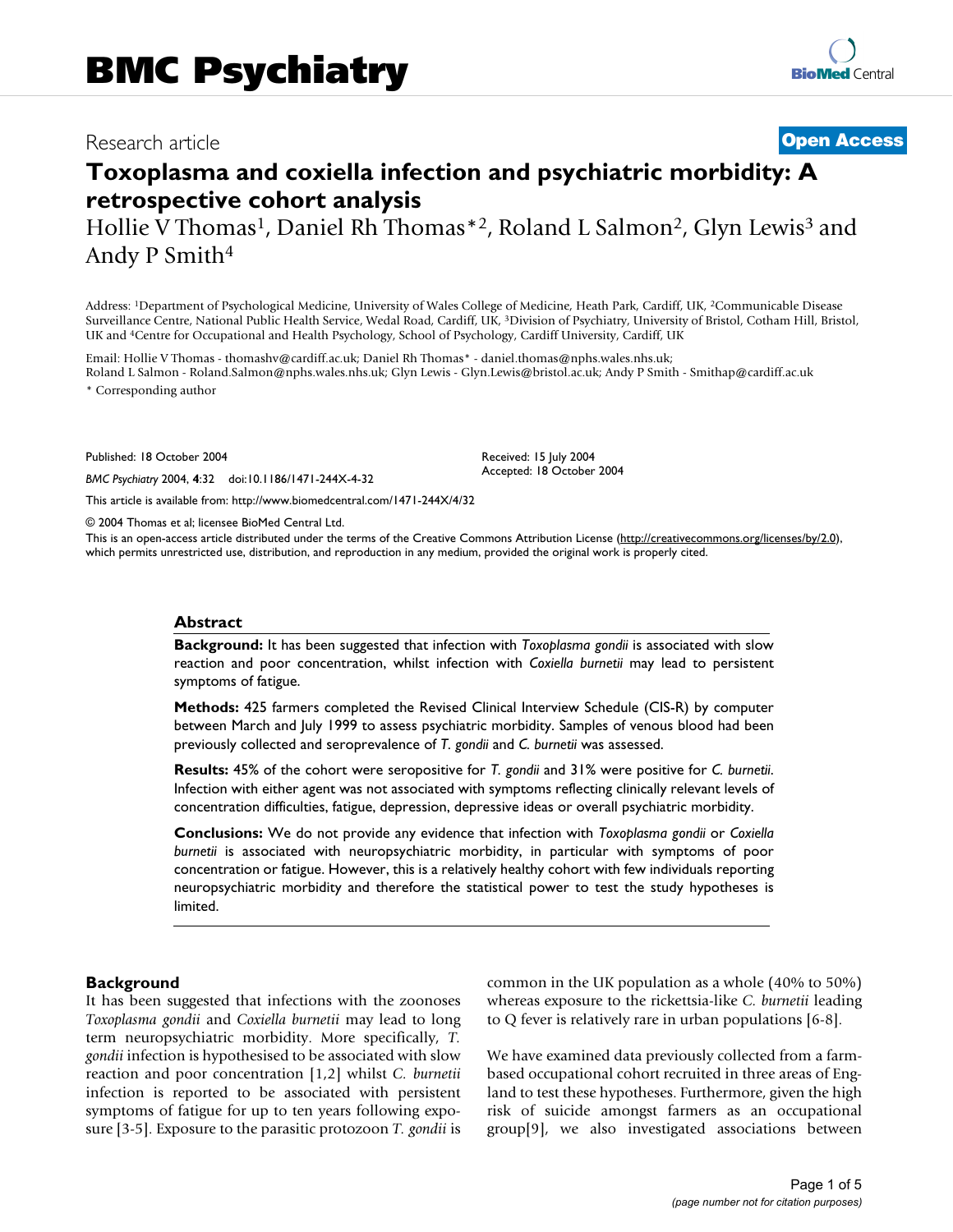# BMC Psychiatry

Research article

**Open Access**

# Toxoplasma and coxiella infection and psychiatric morbidity: A retrospective cohort analysis

Hollie V Thomas[1], Daniel Rh Thomas*[2], Roland L Salmon[2], Glyn Lewis[3] and Andy P Smith[4]

Address: [1]Department of Psychological Medicine, University of Wales College of Medicine, Heath Park, Cardiff, UK, [2]Communicable Disease Surveillance Centre, National Public Health Service, Wedal Road, Cardiff, UK, [3]Division of Psychiatry, University of Bristol, Cotham Hill, Bristol, UK and [4]Centre for Occupational and Health Psychology, School of Psychology, Cardiff University, Cardiff, UK

Email: Hollie V Thomas - thomashv@cardiff.ac.uk; Daniel Rh Thomas* - daniel.thomas@nphs.wales.nhs.uk; Roland L Salmon - Roland.Salmon@nphs.wales.nhs.uk; Glyn Lewis - Glyn.Lewis@bristol.ac.uk; Andy P Smith - Smithap@cardiff.ac.uk

* Corresponding author

Published: 18 October 2004

*BMC Psychiatry* 2004, **4**:32 doi:10.1186/1471-244X-4-32

Received: 15 July 2004
Accepted: 18 October 2004

This article is available from: http://www.biomedcentral.com/1471-244X/4/32

© 2004 Thomas et al; licensee BioMed Central Ltd.

This is an open-access article distributed under the terms of the Creative Commons Attribution License (http://creativecommons.org/licenses/by/2.0), which permits unrestricted use, distribution, and reproduction in any medium, provided the original work is properly cited.

## Abstract

**Background:** It has been suggested that infection with *Toxoplasma gondii* is associated with slow reaction and poor concentration, whilst infection with *Coxiella burnetii* may lead to persistent symptoms of fatigue.

**Methods:** 425 farmers completed the Revised Clinical Interview Schedule (CIS-R) by computer between March and July 1999 to assess psychiatric morbidity. Samples of venous blood had been previously collected and seroprevalence of *T. gondii* and *C. burnetii* was assessed.

**Results:** 45% of the cohort were seropositive for *T. gondii* and 31% were positive for *C. burnetii*. Infection with either agent was not associated with symptoms reflecting clinically relevant levels of concentration difficulties, fatigue, depression, depressive ideas or overall psychiatric morbidity.

**Conclusions:** We do not provide any evidence that infection with *Toxoplasma gondii* or *Coxiella burnetii* is associated with neuropsychiatric morbidity, in particular with symptoms of poor concentration or fatigue. However, this is a relatively healthy cohort with few individuals reporting neuropsychiatric morbidity and therefore the statistical power to test the study hypotheses is limited.

## Background

It has been suggested that infections with the zoonoses *Toxoplasma gondii* and *Coxiella burnetii* may lead to long term neuropsychiatric morbidity. More specifically, *T. gondii* infection is hypothesised to be associated with slow reaction and poor concentration [1,2] whilst *C. burnetii* infection is reported to be associated with persistent symptoms of fatigue for up to ten years following exposure [3-5]. Exposure to the parasitic protozoon *T. gondii* is common in the UK population as a whole (40% to 50%) whereas exposure to the rickettsia-like *C. burnetii* leading to Q fever is relatively rare in urban populations [6-8].

We have examined data previously collected from a farm-based occupational cohort recruited in three areas of England to test these hypotheses. Furthermore, given the high risk of suicide amongst farmers as an occupational group[9], we also investigated associations between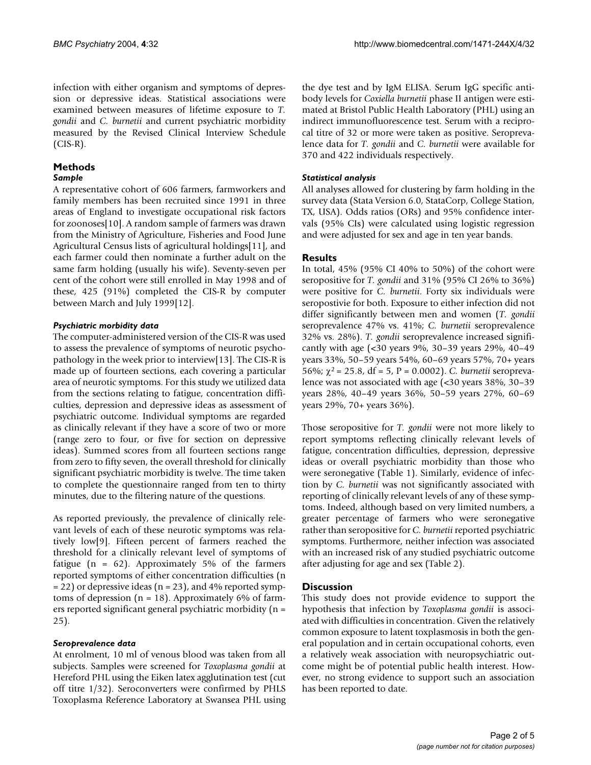infection with either organism and symptoms of depression or depressive ideas. Statistical associations were examined between measures of lifetime exposure to *T. gondii* and *C. burnetii* and current psychiatric morbidity measured by the Revised Clinical Interview Schedule (CIS-R).

## Methods

### *Sample*

A representative cohort of 606 farmers, farmworkers and family members has been recruited since 1991 in three areas of England to investigate occupational risk factors for zoonoses[10]. A random sample of farmers was drawn from the Ministry of Agriculture, Fisheries and Food June Agricultural Census lists of agricultural holdings[11], and each farmer could then nominate a further adult on the same farm holding (usually his wife). Seventy-seven per cent of the cohort were still enrolled in May 1998 and of these, 425 (91%) completed the CIS-R by computer between March and July 1999[12].

### *Psychiatric morbidity data*

The computer-administered version of the CIS-R was used to assess the prevalence of symptoms of neurotic psychopathology in the week prior to interview[13]. The CIS-R is made up of fourteen sections, each covering a particular area of neurotic symptoms. For this study we utilized data from the sections relating to fatigue, concentration difficulties, depression and depressive ideas as assessment of psychiatric outcome. Individual symptoms are regarded as clinically relevant if they have a score of two or more (range zero to four, or five for section on depressive ideas). Summed scores from all fourteen sections range from zero to fifty seven, the overall threshold for clinically significant psychiatric morbidity is twelve. The time taken to complete the questionnaire ranged from ten to thirty minutes, due to the filtering nature of the questions.

As reported previously, the prevalence of clinically relevant levels of each of these neurotic symptoms was relatively low[9]. Fifteen percent of farmers reached the threshold for a clinically relevant level of symptoms of fatigue (n = 62). Approximately 5% of the farmers reported symptoms of either concentration difficulties (n = 22) or depressive ideas (n = 23), and 4% reported symptoms of depression (n = 18). Approximately 6% of farmers reported significant general psychiatric morbidity (n = 25).

### *Seroprevalence data*

At enrolment, 10 ml of venous blood was taken from all subjects. Samples were screened for *Toxoplasma gondii* at Hereford PHL using the Eiken latex agglutination test (cut off titre 1/32). Seroconverters were confirmed by PHLS Toxoplasma Reference Laboratory at Swansea PHL using the dye test and by IgM ELISA. Serum IgG specific antibody levels for *Coxiella burnetii* phase II antigen were estimated at Bristol Public Health Laboratory (PHL) using an indirect immunofluorescence test. Serum with a reciprocal titre of 32 or more were taken as positive. Seroprevalence data for *T. gondii* and *C. burnetii* were available for 370 and 422 individuals respectively.

### *Statistical analysis*

All analyses allowed for clustering by farm holding in the survey data (Stata Version 6.0, StataCorp, College Station, TX, USA). Odds ratios (ORs) and 95% confidence intervals (95% CIs) were calculated using logistic regression and were adjusted for sex and age in ten year bands.

## Results

In total, 45% (95% CI 40% to 50%) of the cohort were seropositive for *T. gondii* and 31% (95% CI 26% to 36%) were positive for *C. burnetii*. Forty six individuals were seropostivie for both. Exposure to either infection did not differ significantly between men and women (*T. gondii* seroprevalence 47% vs. 41%; *C. burnetii* seroprevalence 32% vs. 28%). *T. gondii* seroprevalence increased significantly with age (<30 years 9%, 30–39 years 29%, 40–49 years 33%, 50–59 years 54%, 60–69 years 57%, 70+ years 56%; $\chi^2 = 25.8$, df = 5, P = 0.0002). *C. burnetii* seroprevalence was not associated with age (<30 years 38%, 30–39 years 28%, 40–49 years 36%, 50–59 years 27%, 60–69 years 29%, 70+ years 36%).

Those seropositive for *T. gondii* were not more likely to report symptoms reflecting clinically relevant levels of fatigue, concentration difficulties, depression, depressive ideas or overall psychiatric morbidity than those who were seronegative (Table 1). Similarly, evidence of infection by *C. burnetii* was not significantly associated with reporting of clinically relevant levels of any of these symptoms. Indeed, although based on very limited numbers, a greater percentage of farmers who were seronegative rather than seropositive for *C. burnetii* reported psychiatric symptoms. Furthermore, neither infection was associated with an increased risk of any studied psychiatric outcome after adjusting for age and sex (Table 2).

## Discussion

This study does not provide evidence to support the hypothesis that infection by *Toxoplasma gondii* is associated with difficulties in concentration. Given the relatively common exposure to latent toxplasmosis in both the general population and in certain occupational cohorts, even a relatively weak association with neuropsychiatric outcome might be of potential public health interest. However, no strong evidence to support such an association has been reported to date.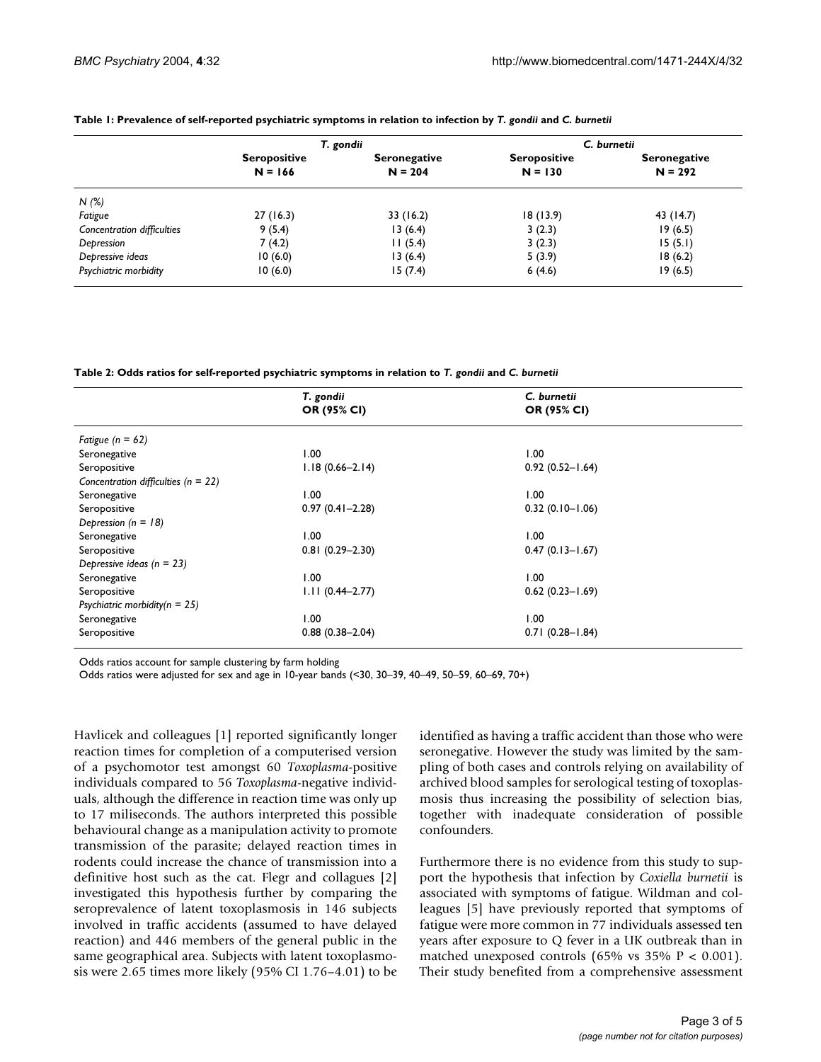**Table 1: Prevalence of self-reported psychiatric symptoms in relation to infection by *T. gondii* and *C. burnetii***

| | *T. gondii* | | *C. burnetii* | |
|---|---|---|---|---|
| | **Seropositive N = 166** | **Seronegative N = 204** | **Seropositive N = 130** | **Seronegative N = 292** |
| *N (%)* | | | | |
| *Fatigue* | 27 (16.3) | 33 (16.2) | 18 (13.9) | 43 (14.7) |
| *Concentration difficulties* | 9 (5.4) | 13 (6.4) | 3 (2.3) | 19 (6.5) |
| *Depression* | 7 (4.2) | 11 (5.4) | 3 (2.3) | 15 (5.1) |
| *Depressive ideas* | 10 (6.0) | 13 (6.4) | 5 (3.9) | 18 (6.2) |
| *Psychiatric morbidity* | 10 (6.0) | 15 (7.4) | 6 (4.6) | 19 (6.5) |

**Table 2: Odds ratios for self-reported psychiatric symptoms in relation to *T. gondii* and *C. burnetii***

| | *T. gondii* **OR (95% CI)** | *C. burnetii* **OR (95% CI)** |
|---|---|---|
| *Fatigue (n = 62)* | | |
| Seronegative | 1.00 | 1.00 |
| Seropositive | 1.18 (0.66–2.14) | 0.92 (0.52–1.64) |
| *Concentration difficulties (n = 22)* | | |
| Seronegative | 1.00 | 1.00 |
| Seropositive | 0.97 (0.41–2.28) | 0.32 (0.10–1.06) |
| *Depression (n = 18)* | | |
| Seronegative | 1.00 | 1.00 |
| Seropositive | 0.81 (0.29–2.30) | 0.47 (0.13–1.67) |
| *Depressive ideas (n = 23)* | | |
| Seronegative | 1.00 | 1.00 |
| Seropositive | 1.11 (0.44–2.77) | 0.62 (0.23–1.69) |
| *Psychiatric morbidity(n = 25)* | | |
| Seronegative | 1.00 | 1.00 |
| Seropositive | 0.88 (0.38–2.04) | 0.71 (0.28–1.84) |

Odds ratios account for sample clustering by farm holding

Odds ratios were adjusted for sex and age in 10-year bands (<30, 30–39, 40–49, 50–59, 60–69, 70+)

Havlicek and colleagues [1] reported significantly longer reaction times for completion of a computerised version of a psychomotor test amongst 60 *Toxoplasma*-positive individuals compared to 56 *Toxoplasma*-negative individuals, although the difference in reaction time was only up to 17 miliseconds. The authors interpreted this possible behavioural change as a manipulation activity to promote transmission of the parasite; delayed reaction times in rodents could increase the chance of transmission into a definitive host such as the cat. Flegr and collagues [2] investigated this hypothesis further by comparing the seroprevalence of latent toxoplasmosis in 146 subjects involved in traffic accidents (assumed to have delayed reaction) and 446 members of the general public in the same geographical area. Subjects with latent toxoplasmosis were 2.65 times more likely (95% CI 1.76–4.01) to be identified as having a traffic accident than those who were seronegative. However the study was limited by the sampling of both cases and controls relying on availability of archived blood samples for serological testing of toxoplasmosis thus increasing the possibility of selection bias, together with inadequate consideration of possible confounders.

Furthermore there is no evidence from this study to support the hypothesis that infection by *Coxiella burnetii* is associated with symptoms of fatigue. Wildman and colleagues [5] have previously reported that symptoms of fatigue were more common in 77 individuals assessed ten years after exposure to Q fever in a UK outbreak than in matched unexposed controls (65% vs 35% $P < 0.001$). Their study benefited from a comprehensive assessment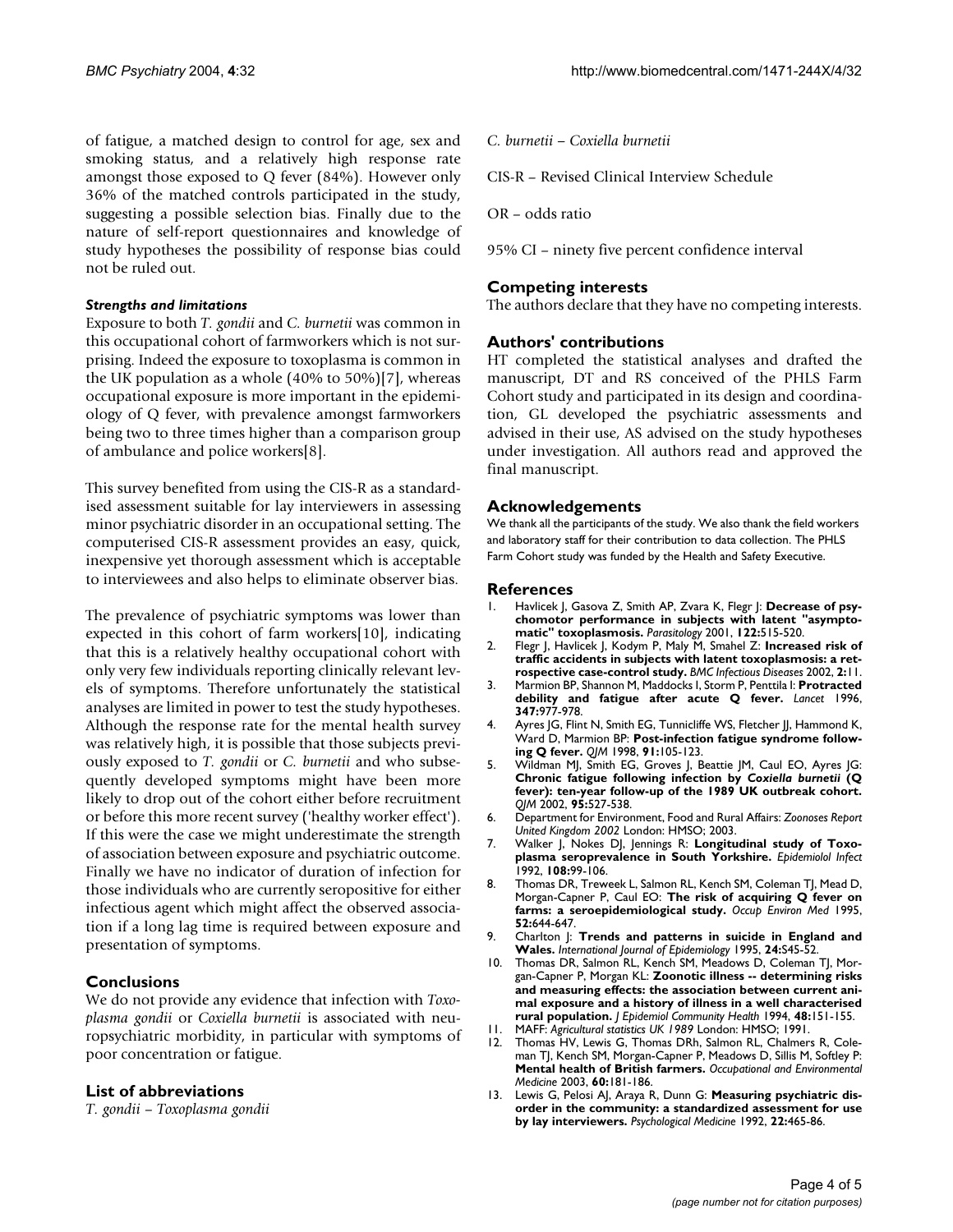of fatigue, a matched design to control for age, sex and smoking status, and a relatively high response rate amongst those exposed to Q fever (84%). However only 36% of the matched controls participated in the study, suggesting a possible selection bias. Finally due to the nature of self-report questionnaires and knowledge of study hypotheses the possibility of response bias could not be ruled out.

#### *Strengths and limitations*

Exposure to both *T. gondii* and *C. burnetii* was common in this occupational cohort of farmworkers which is not surprising. Indeed the exposure to toxoplasma is common in the UK population as a whole (40% to 50%)[7], whereas occupational exposure is more important in the epidemiology of Q fever, with prevalence amongst farmworkers being two to three times higher than a comparison group of ambulance and police workers[8].

This survey benefited from using the CIS-R as a standardised assessment suitable for lay interviewers in assessing minor psychiatric disorder in an occupational setting. The computerised CIS-R assessment provides an easy, quick, inexpensive yet thorough assessment which is acceptable to interviewees and also helps to eliminate observer bias.

The prevalence of psychiatric symptoms was lower than expected in this cohort of farm workers[10], indicating that this is a relatively healthy occupational cohort with only very few individuals reporting clinically relevant levels of symptoms. Therefore unfortunately the statistical analyses are limited in power to test the study hypotheses. Although the response rate for the mental health survey was relatively high, it is possible that those subjects previously exposed to *T. gondii* or *C. burnetii* and who subsequently developed symptoms might have been more likely to drop out of the cohort either before recruitment or before this more recent survey ('healthy worker effect'). If this were the case we might underestimate the strength of association between exposure and psychiatric outcome. Finally we have no indicator of duration of infection for those individuals who are currently seropositive for either infectious agent which might affect the observed association if a long lag time is required between exposure and presentation of symptoms.

## Conclusions

We do not provide any evidence that infection with *Toxoplasma gondii* or *Coxiella burnetii* is associated with neuropsychiatric morbidity, in particular with symptoms of poor concentration or fatigue.

## List of abbreviations

*T. gondii* – *Toxoplasma gondii*

*C. burnetii* – *Coxiella burnetii*

CIS-R – Revised Clinical Interview Schedule

OR – odds ratio

95% CI – ninety five percent confidence interval

## Competing interests

The authors declare that they have no competing interests.

## Authors' contributions

HT completed the statistical analyses and drafted the manuscript, DT and RS conceived of the PHLS Farm Cohort study and participated in its design and coordination, GL developed the psychiatric assessments and advised in their use, AS advised on the study hypotheses under investigation. All authors read and approved the final manuscript.

## Acknowledgements

We thank all the participants of the study. We also thank the field workers and laboratory staff for their contribution to data collection. The PHLS Farm Cohort study was funded by the Health and Safety Executive.

## References

1. Havlicek J, Gasova Z, Smith AP, Zvara K, Flegr J: **Decrease of psychomotor performance in subjects with latent "asymptomatic" toxoplasmosis.** *Parasitology* 2001, **122:**515-520.
2. Flegr J, Havlicek J, Kodym P, Maly M, Smahel Z: **Increased risk of traffic accidents in subjects with latent toxoplasmosis: a retrospective case-control study.** *BMC Infectious Diseases* 2002, **2:**11.
3. Marmion BP, Shannon M, Maddocks I, Storm P, Penttila I: **Protracted debility and fatigue after acute Q fever.** *Lancet* 1996, **347:**977-978.
4. Ayres JG, Flint N, Smith EG, Tunnicliffe WS, Fletcher JJ, Hammond K, Ward D, Marmion BP: **Post-infection fatigue syndrome following Q fever.** *QJM* 1998, **91:**105-123.
5. Wildman MJ, Smith EG, Groves J, Beattie JM, Caul EO, Ayres JG: **Chronic fatigue following infection by *Coxiella burnetii* (Q fever): ten-year follow-up of the 1989 UK outbreak cohort.** *QJM* 2002, **95:**527-538.
6. Department for Environment, Food and Rural Affairs: *Zoonoses Report United Kingdom 2002* London: HMSO; 2003.
7. Walker J, Nokes DJ, Jennings R: **Longitudinal study of Toxoplasma seroprevalence in South Yorkshire.** *Epidemiolol Infect* 1992, **108:**99-106.
8. Thomas DR, Treweek L, Salmon RL, Kench SM, Coleman TJ, Mead D, Morgan-Capner P, Caul EO: **The risk of acquiring Q fever on farms: a seroepidemiological study.** *Occup Environ Med* 1995, **52:**644-647.
9. Charlton J: **Trends and patterns in suicide in England and Wales.** *International Journal of Epidemiology* 1995, **24:**S45-52.
10. Thomas DR, Salmon RL, Kench SM, Meadows D, Coleman TJ, Morgan-Capner P, Morgan KL: **Zoonotic illness -- determining risks and measuring effects: the association between current animal exposure and a history of illness in a well characterised rural population.** *J Epidemiol Community Health* 1994, **48:**151-155.
11. MAFF: *Agricultural statistics UK 1989* London: HMSO; 1991.
12. Thomas HV, Lewis G, Thomas DRh, Salmon RL, Chalmers R, Coleman TJ, Kench SM, Morgan-Capner P, Meadows D, Sillis M, Softley P: **Mental health of British farmers.** *Occupational and Environmental Medicine* 2003, **60:**181-186.
13. Lewis G, Pelosi AJ, Araya R, Dunn G: **Measuring psychiatric disorder in the community: a standardized assessment for use by lay interviewers.** *Psychological Medicine* 1992, **22:**465-86.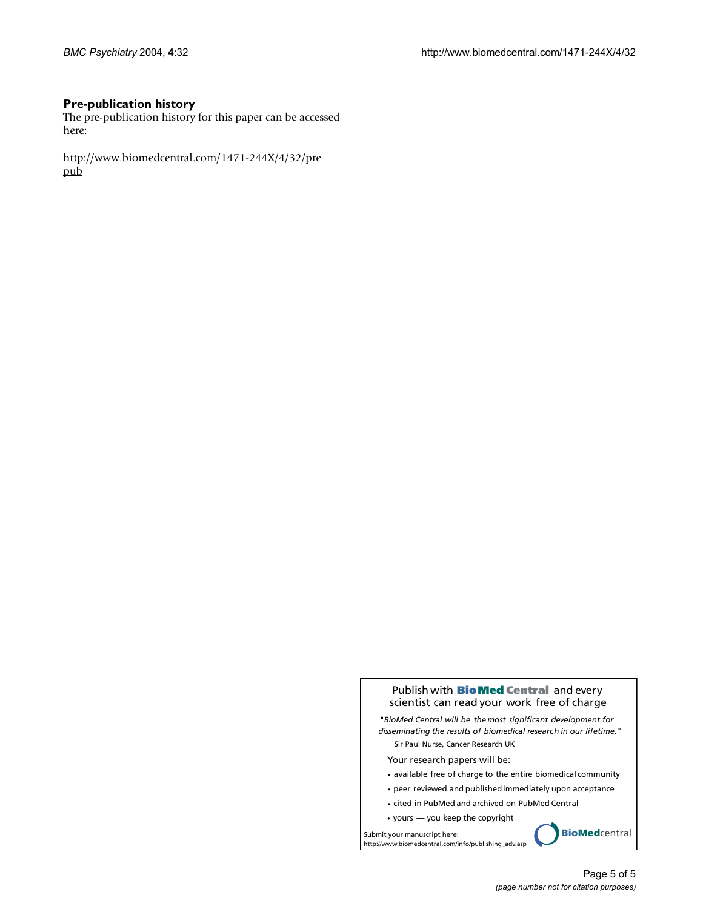### Pre-publication history

The pre-publication history for this paper can be accessed here:

http://www.biomedcentral.com/1471-244X/4/32/prepub

Publish with **BioMed Central** and every scientist can read your work free of charge

*"BioMed Central will be the most significant development for disseminating the results of biomedical research in our lifetime."*

Sir Paul Nurse, Cancer Research UK

Your research papers will be:

- available free of charge to the entire biomedical community
- peer reviewed and published immediately upon acceptance
- cited in PubMed and archived on PubMed Central
- yours — you keep the copyright

Submit your manuscript here:
http://www.biomedcentral.com/info/publishing_adv.asp

**BioMed**central